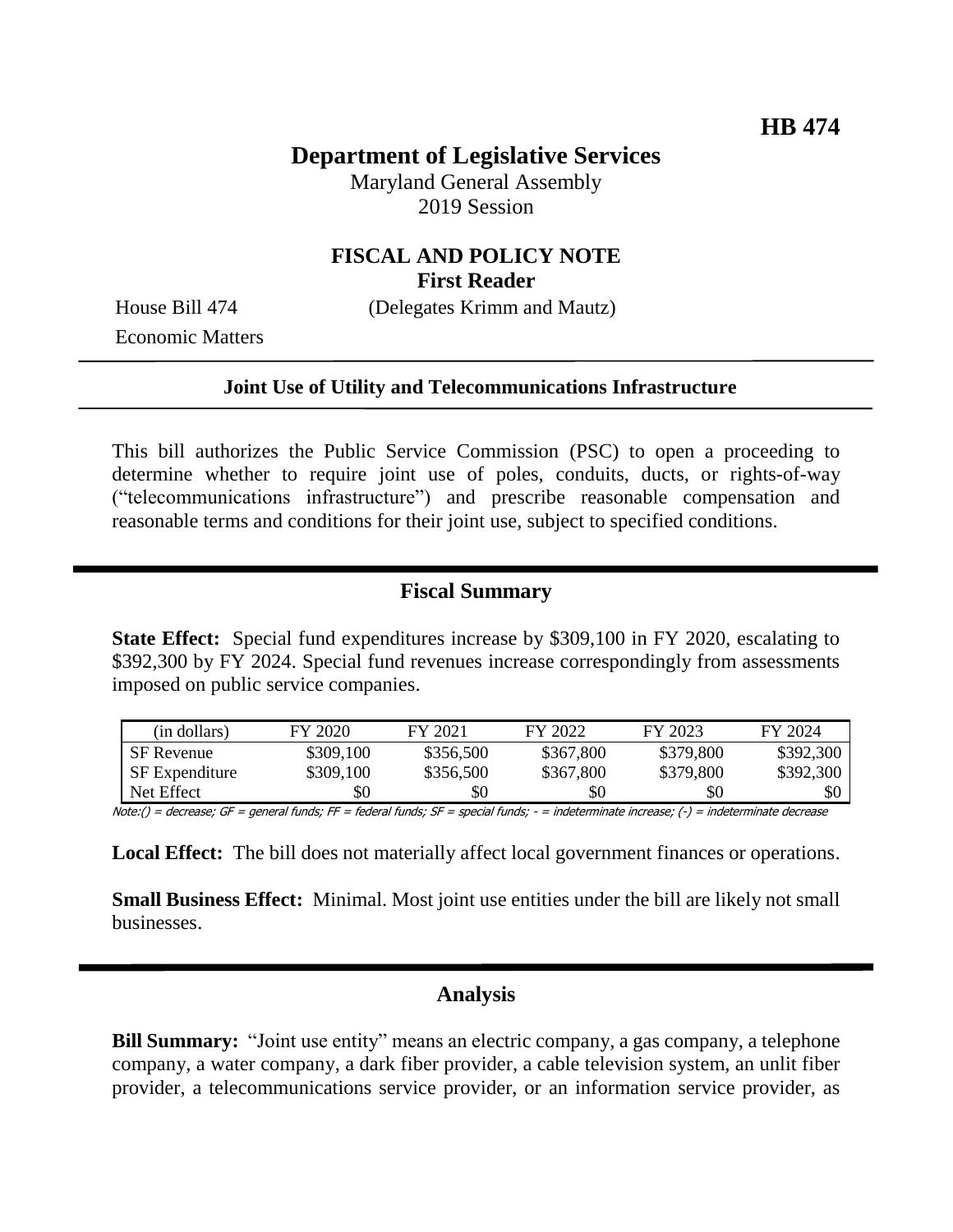**HB 474**

# Department of Legislative Services

Maryland General Assembly
2019 Session

## FISCAL AND POLICY NOTE
**First Reader**

House Bill 474 (Delegates Krimm and Mautz)
Economic Matters

**Joint Use of Utility and Telecommunications Infrastructure**

This bill authorizes the Public Service Commission (PSC) to open a proceeding to determine whether to require joint use of poles, conduits, ducts, or rights-of-way ("telecommunications infrastructure") and prescribe reasonable compensation and reasonable terms and conditions for their joint use, subject to specified conditions.

## Fiscal Summary

**State Effect:** Special fund expenditures increase by $309,100 in FY 2020, escalating to $392,300 by FY 2024. Special fund revenues increase correspondingly from assessments imposed on public service companies.

| (in dollars) | FY 2020 | FY 2021 | FY 2022 | FY 2023 | FY 2024 |
|---|---|---|---|---|---|
| SF Revenue | $309,100 | $356,500 | $367,800 | $379,800 | $392,300 |
| SF Expenditure | $309,100 | $356,500 | $367,800 | $379,800 | $392,300 |
| Net Effect | $0 | $0 | $0 | $0 | $0 |

*Note:() = decrease; GF = general funds; FF = federal funds; SF = special funds; - = indeterminate increase; (-) = indeterminate decrease*

**Local Effect:** The bill does not materially affect local government finances or operations.

**Small Business Effect:** Minimal. Most joint use entities under the bill are likely not small businesses.

## Analysis

**Bill Summary:** "Joint use entity" means an electric company, a gas company, a telephone company, a water company, a dark fiber provider, a cable television system, an unlit fiber provider, a telecommunications service provider, or an information service provider, as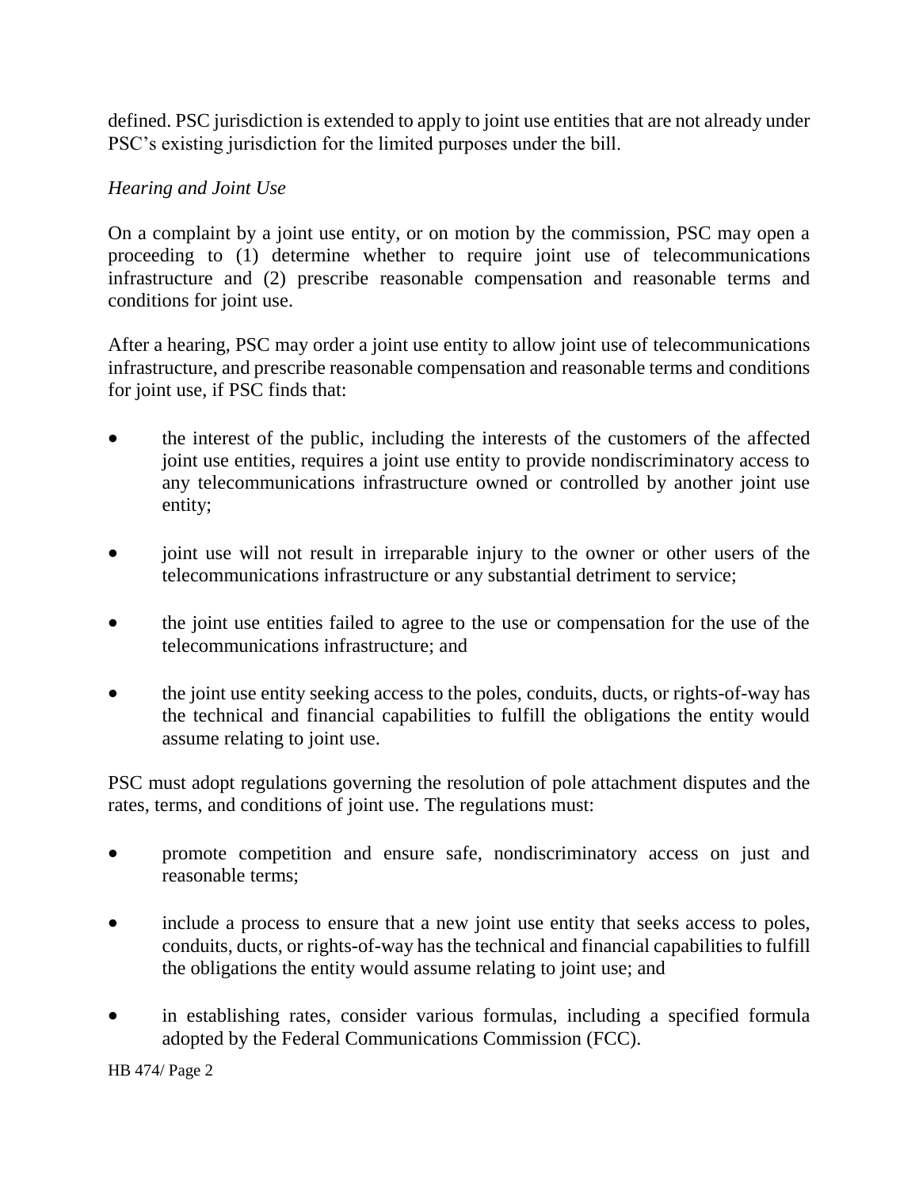defined. PSC jurisdiction is extended to apply to joint use entities that are not already under PSC's existing jurisdiction for the limited purposes under the bill.

*Hearing and Joint Use*

On a complaint by a joint use entity, or on motion by the commission, PSC may open a proceeding to (1) determine whether to require joint use of telecommunications infrastructure and (2) prescribe reasonable compensation and reasonable terms and conditions for joint use.

After a hearing, PSC may order a joint use entity to allow joint use of telecommunications infrastructure, and prescribe reasonable compensation and reasonable terms and conditions for joint use, if PSC finds that:

- the interest of the public, including the interests of the customers of the affected joint use entities, requires a joint use entity to provide nondiscriminatory access to any telecommunications infrastructure owned or controlled by another joint use entity;
- joint use will not result in irreparable injury to the owner or other users of the telecommunications infrastructure or any substantial detriment to service;
- the joint use entities failed to agree to the use or compensation for the use of the telecommunications infrastructure; and
- the joint use entity seeking access to the poles, conduits, ducts, or rights-of-way has the technical and financial capabilities to fulfill the obligations the entity would assume relating to joint use.

PSC must adopt regulations governing the resolution of pole attachment disputes and the rates, terms, and conditions of joint use. The regulations must:

- promote competition and ensure safe, nondiscriminatory access on just and reasonable terms;
- include a process to ensure that a new joint use entity that seeks access to poles, conduits, ducts, or rights-of-way has the technical and financial capabilities to fulfill the obligations the entity would assume relating to joint use; and
- in establishing rates, consider various formulas, including a specified formula adopted by the Federal Communications Commission (FCC).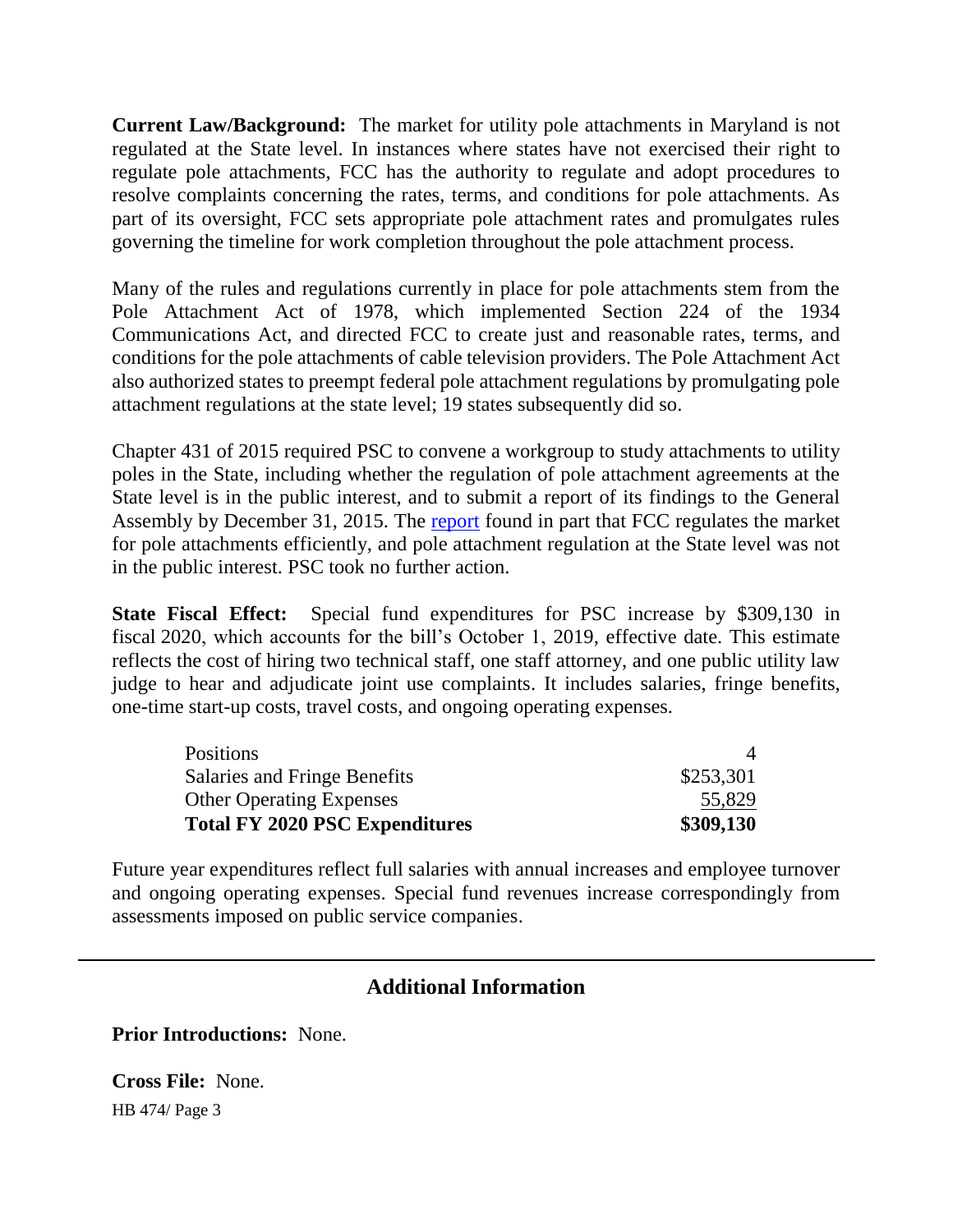**Current Law/Background:** The market for utility pole attachments in Maryland is not regulated at the State level. In instances where states have not exercised their right to regulate pole attachments, FCC has the authority to regulate and adopt procedures to resolve complaints concerning the rates, terms, and conditions for pole attachments. As part of its oversight, FCC sets appropriate pole attachment rates and promulgates rules governing the timeline for work completion throughout the pole attachment process.

Many of the rules and regulations currently in place for pole attachments stem from the Pole Attachment Act of 1978, which implemented Section 224 of the 1934 Communications Act, and directed FCC to create just and reasonable rates, terms, and conditions for the pole attachments of cable television providers. The Pole Attachment Act also authorized states to preempt federal pole attachment regulations by promulgating pole attachment regulations at the state level; 19 states subsequently did so.

Chapter 431 of 2015 required PSC to convene a workgroup to study attachments to utility poles in the State, including whether the regulation of pole attachment agreements at the State level is in the public interest, and to submit a report of its findings to the General Assembly by December 31, 2015. The report found in part that FCC regulates the market for pole attachments efficiently, and pole attachment regulation at the State level was not in the public interest. PSC took no further action.

**State Fiscal Effect:** Special fund expenditures for PSC increase by $309,130 in fiscal 2020, which accounts for the bill's October 1, 2019, effective date. This estimate reflects the cost of hiring two technical staff, one staff attorney, and one public utility law judge to hear and adjudicate joint use complaints. It includes salaries, fringe benefits, one-time start-up costs, travel costs, and ongoing operating expenses.

| | |
|---|---|
| Positions | 4 |
| Salaries and Fringe Benefits | $253,301 |
| Other Operating Expenses | 55,829 |
| **Total FY 2020 PSC Expenditures** | **$309,130** |

Future year expenditures reflect full salaries with annual increases and employee turnover and ongoing operating expenses. Special fund revenues increase correspondingly from assessments imposed on public service companies.

## Additional Information

**Prior Introductions:** None.

**Cross File:** None.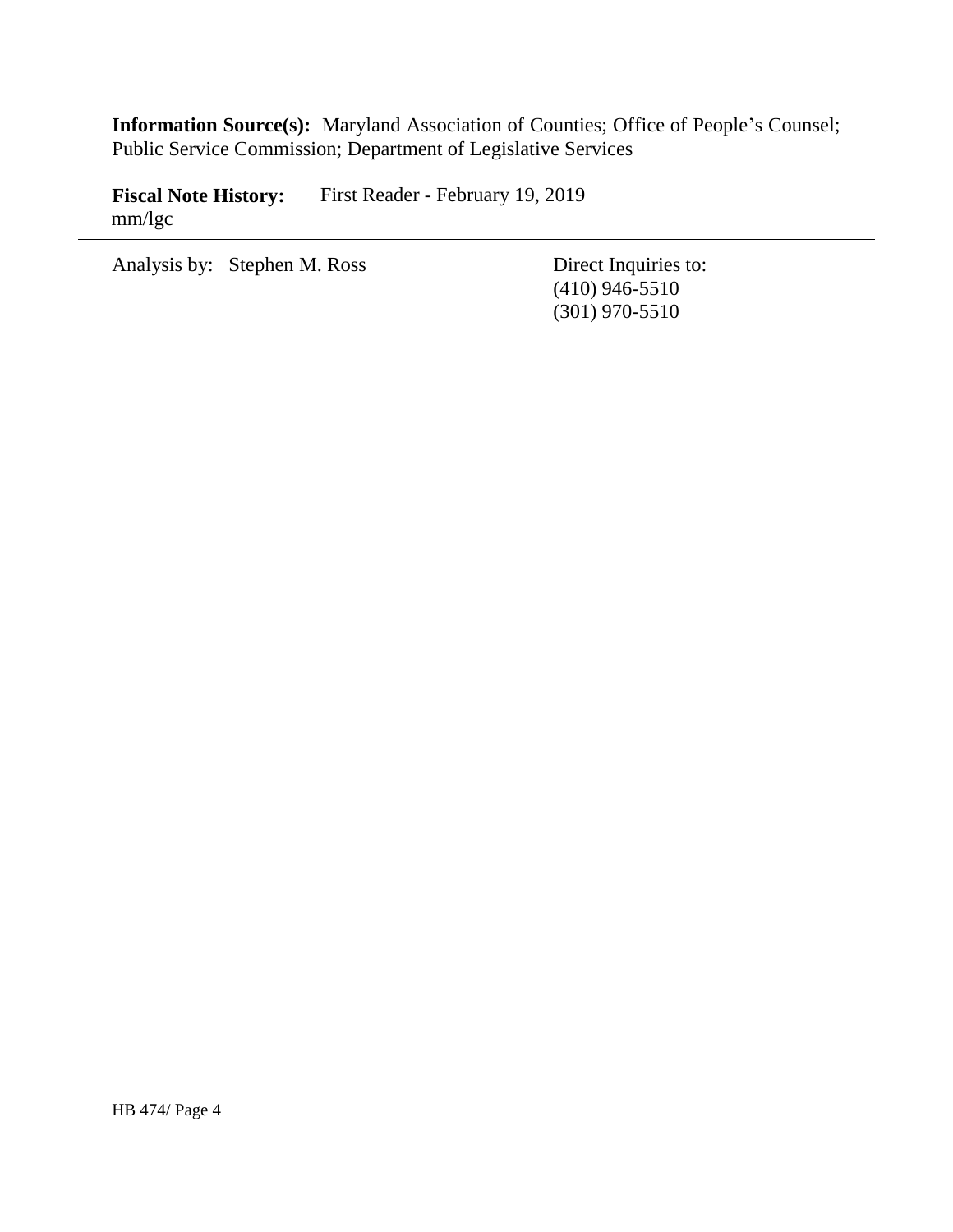**Information Source(s):** Maryland Association of Counties; Office of People's Counsel; Public Service Commission; Department of Legislative Services

**Fiscal Note History:** First Reader - February 19, 2019
mm/lgc

---

Analysis by: Stephen M. Ross

Direct Inquiries to:
(410) 946-5510
(301) 970-5510